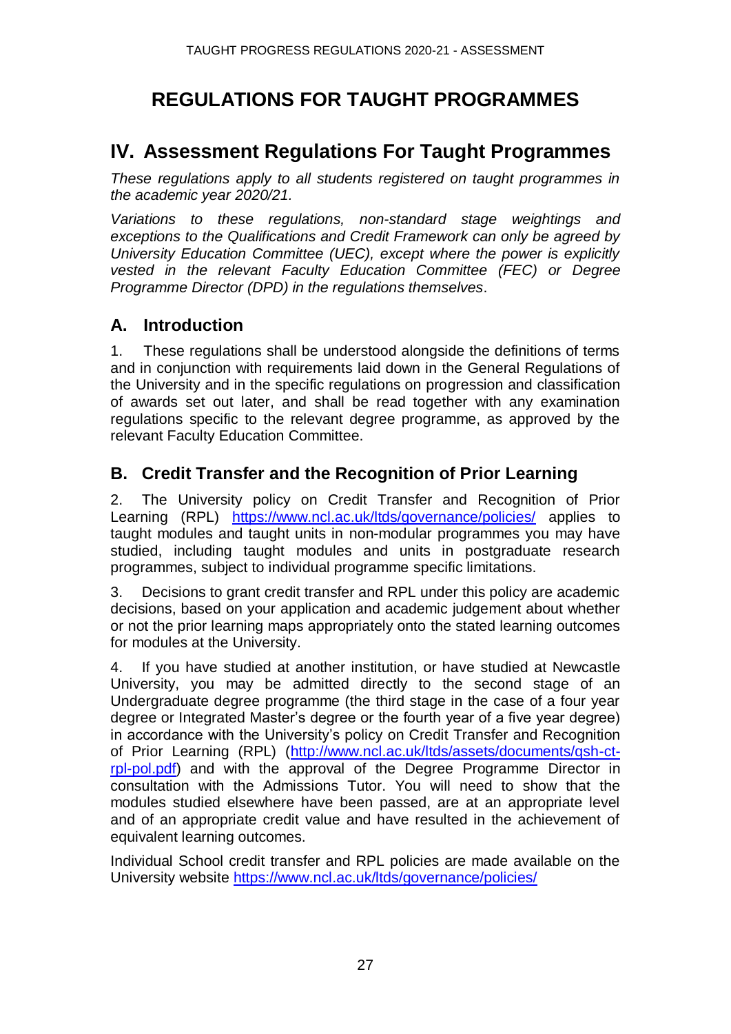# REGULATIONS FOR TAUGHT PROGRAMMES

## IV. Assessment Regulations For Taught Programmes

*These regulations apply to all students registered on taught programmes in the academic year 2020/21.*

*Variations to these regulations, non-standard stage weightings and exceptions to the Qualifications and Credit Framework can only be agreed by University Education Committee (UEC), except where the power is explicitly vested in the relevant Faculty Education Committee (FEC) or Degree Programme Director (DPD) in the regulations themselves*.

### A. Introduction

1. These regulations shall be understood alongside the definitions of terms and in conjunction with requirements laid down in the General Regulations of the University and in the specific regulations on progression and classification of awards set out later, and shall be read together with any examination regulations specific to the relevant degree programme, as approved by the relevant Faculty Education Committee.

### B. Credit Transfer and the Recognition of Prior Learning

2. The University policy on Credit Transfer and Recognition of Prior Learning (RPL) https://www.ncl.ac.uk/ltds/governance/policies/ applies to taught modules and taught units in non-modular programmes you may have studied, including taught modules and units in postgraduate research programmes, subject to individual programme specific limitations.

3. Decisions to grant credit transfer and RPL under this policy are academic decisions, based on your application and academic judgement about whether or not the prior learning maps appropriately onto the stated learning outcomes for modules at the University.

4. If you have studied at another institution, or have studied at Newcastle University, you may be admitted directly to the second stage of an Undergraduate degree programme (the third stage in the case of a four year degree or Integrated Master's degree or the fourth year of a five year degree) in accordance with the University's policy on Credit Transfer and Recognition of Prior Learning (RPL) (http://www.ncl.ac.uk/ltds/assets/documents/qsh-ct-rpl-pol.pdf) and with the approval of the Degree Programme Director in consultation with the Admissions Tutor. You will need to show that the modules studied elsewhere have been passed, are at an appropriate level and of an appropriate credit value and have resulted in the achievement of equivalent learning outcomes.

Individual School credit transfer and RPL policies are made available on the University website https://www.ncl.ac.uk/ltds/governance/policies/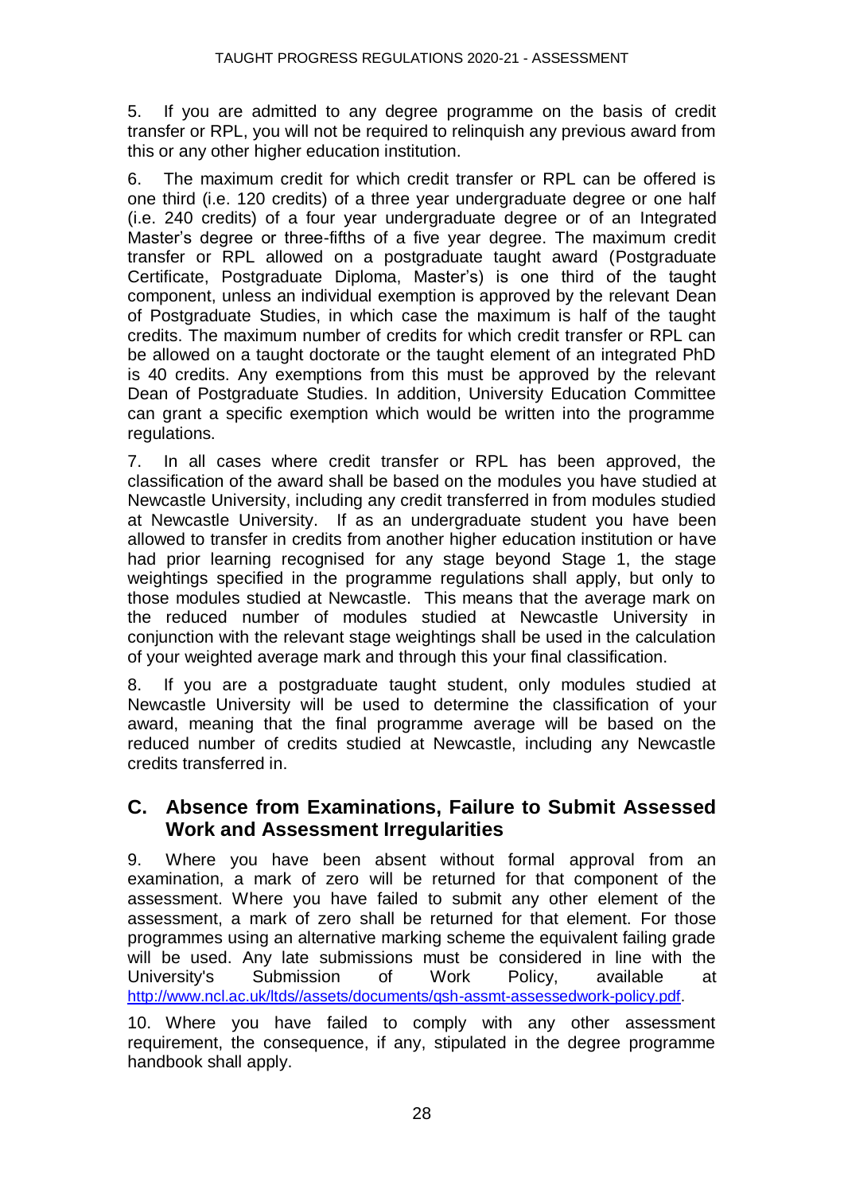5. If you are admitted to any degree programme on the basis of credit transfer or RPL, you will not be required to relinquish any previous award from this or any other higher education institution.

6. The maximum credit for which credit transfer or RPL can be offered is one third (i.e. 120 credits) of a three year undergraduate degree or one half (i.e. 240 credits) of a four year undergraduate degree or of an Integrated Master's degree or three-fifths of a five year degree. The maximum credit transfer or RPL allowed on a postgraduate taught award (Postgraduate Certificate, Postgraduate Diploma, Master's) is one third of the taught component, unless an individual exemption is approved by the relevant Dean of Postgraduate Studies, in which case the maximum is half of the taught credits. The maximum number of credits for which credit transfer or RPL can be allowed on a taught doctorate or the taught element of an integrated PhD is 40 credits. Any exemptions from this must be approved by the relevant Dean of Postgraduate Studies. In addition, University Education Committee can grant a specific exemption which would be written into the programme regulations.

7. In all cases where credit transfer or RPL has been approved, the classification of the award shall be based on the modules you have studied at Newcastle University, including any credit transferred in from modules studied at Newcastle University. If as an undergraduate student you have been allowed to transfer in credits from another higher education institution or have had prior learning recognised for any stage beyond Stage 1, the stage weightings specified in the programme regulations shall apply, but only to those modules studied at Newcastle. This means that the average mark on the reduced number of modules studied at Newcastle University in conjunction with the relevant stage weightings shall be used in the calculation of your weighted average mark and through this your final classification.

8. If you are a postgraduate taught student, only modules studied at Newcastle University will be used to determine the classification of your award, meaning that the final programme average will be based on the reduced number of credits studied at Newcastle, including any Newcastle credits transferred in.

## C. Absence from Examinations, Failure to Submit Assessed Work and Assessment Irregularities

9. Where you have been absent without formal approval from an examination, a mark of zero will be returned for that component of the assessment. Where you have failed to submit any other element of the assessment, a mark of zero shall be returned for that element. For those programmes using an alternative marking scheme the equivalent failing grade will be used. Any late submissions must be considered in line with the University's Submission of Work Policy, available at http://www.ncl.ac.uk/ltds//assets/documents/qsh-assmt-assessedwork-policy.pdf.

10. Where you have failed to comply with any other assessment requirement, the consequence, if any, stipulated in the degree programme handbook shall apply.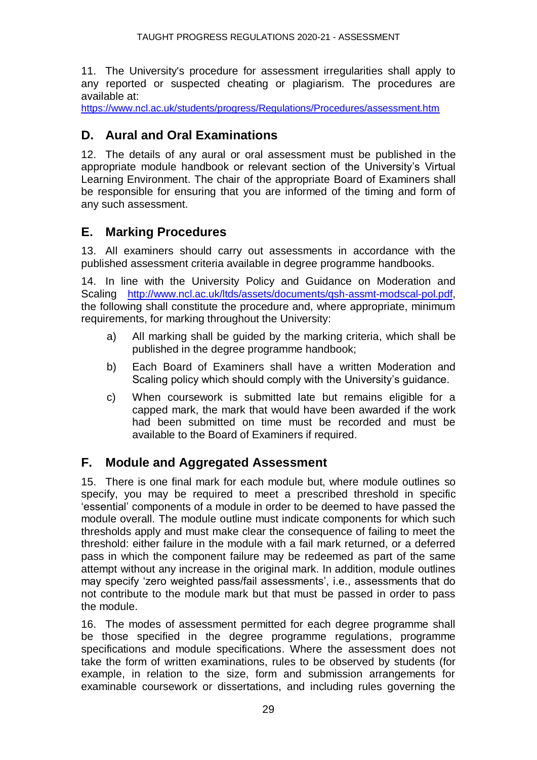11. The University's procedure for assessment irregularities shall apply to any reported or suspected cheating or plagiarism. The procedures are available at: https://www.ncl.ac.uk/students/progress/Regulations/Procedures/assessment.htm

## D. Aural and Oral Examinations

12. The details of any aural or oral assessment must be published in the appropriate module handbook or relevant section of the University's Virtual Learning Environment. The chair of the appropriate Board of Examiners shall be responsible for ensuring that you are informed of the timing and form of any such assessment.

## E. Marking Procedures

13. All examiners should carry out assessments in accordance with the published assessment criteria available in degree programme handbooks.

14. In line with the University Policy and Guidance on Moderation and Scaling http://www.ncl.ac.uk/ltds/assets/documents/qsh-assmt-modscal-pol.pdf, the following shall constitute the procedure and, where appropriate, minimum requirements, for marking throughout the University:

a) All marking shall be guided by the marking criteria, which shall be published in the degree programme handbook;

b) Each Board of Examiners shall have a written Moderation and Scaling policy which should comply with the University's guidance.

c) When coursework is submitted late but remains eligible for a capped mark, the mark that would have been awarded if the work had been submitted on time must be recorded and must be available to the Board of Examiners if required.

## F. Module and Aggregated Assessment

15. There is one final mark for each module but, where module outlines so specify, you may be required to meet a prescribed threshold in specific 'essential' components of a module in order to be deemed to have passed the module overall. The module outline must indicate components for which such thresholds apply and must make clear the consequence of failing to meet the threshold: either failure in the module with a fail mark returned, or a deferred pass in which the component failure may be redeemed as part of the same attempt without any increase in the original mark. In addition, module outlines may specify 'zero weighted pass/fail assessments', i.e., assessments that do not contribute to the module mark but that must be passed in order to pass the module.

16. The modes of assessment permitted for each degree programme shall be those specified in the degree programme regulations, programme specifications and module specifications. Where the assessment does not take the form of written examinations, rules to be observed by students (for example, in relation to the size, form and submission arrangements for examinable coursework or dissertations, and including rules governing the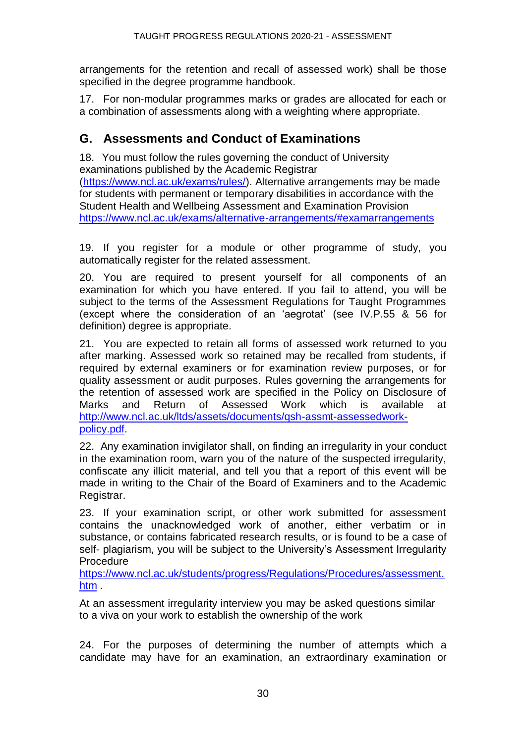arrangements for the retention and recall of assessed work) shall be those specified in the degree programme handbook.

17. For non-modular programmes marks or grades are allocated for each or a combination of assessments along with a weighting where appropriate.

## G. Assessments and Conduct of Examinations

18. You must follow the rules governing the conduct of University examinations published by the Academic Registrar (https://www.ncl.ac.uk/exams/rules/). Alternative arrangements may be made for students with permanent or temporary disabilities in accordance with the Student Health and Wellbeing Assessment and Examination Provision https://www.ncl.ac.uk/exams/alternative-arrangements/#examarrangements

19. If you register for a module or other programme of study, you automatically register for the related assessment.

20. You are required to present yourself for all components of an examination for which you have entered. If you fail to attend, you will be subject to the terms of the Assessment Regulations for Taught Programmes (except where the consideration of an 'aegrotat' (see IV.P.55 & 56 for definition) degree is appropriate.

21. You are expected to retain all forms of assessed work returned to you after marking. Assessed work so retained may be recalled from students, if required by external examiners or for examination review purposes, or for quality assessment or audit purposes. Rules governing the arrangements for the retention of assessed work are specified in the Policy on Disclosure of Marks and Return of Assessed Work which is available at http://www.ncl.ac.uk/ltds/assets/documents/qsh-assmt-assessedwork-policy.pdf.

22. Any examination invigilator shall, on finding an irregularity in your conduct in the examination room, warn you of the nature of the suspected irregularity, confiscate any illicit material, and tell you that a report of this event will be made in writing to the Chair of the Board of Examiners and to the Academic Registrar.

23. If your examination script, or other work submitted for assessment contains the unacknowledged work of another, either verbatim or in substance, or contains fabricated research results, or is found to be a case of self- plagiarism, you will be subject to the University's Assessment Irregularity Procedure https://www.ncl.ac.uk/students/progress/Regulations/Procedures/assessment.htm .

At an assessment irregularity interview you may be asked questions similar to a viva on your work to establish the ownership of the work

24. For the purposes of determining the number of attempts which a candidate may have for an examination, an extraordinary examination or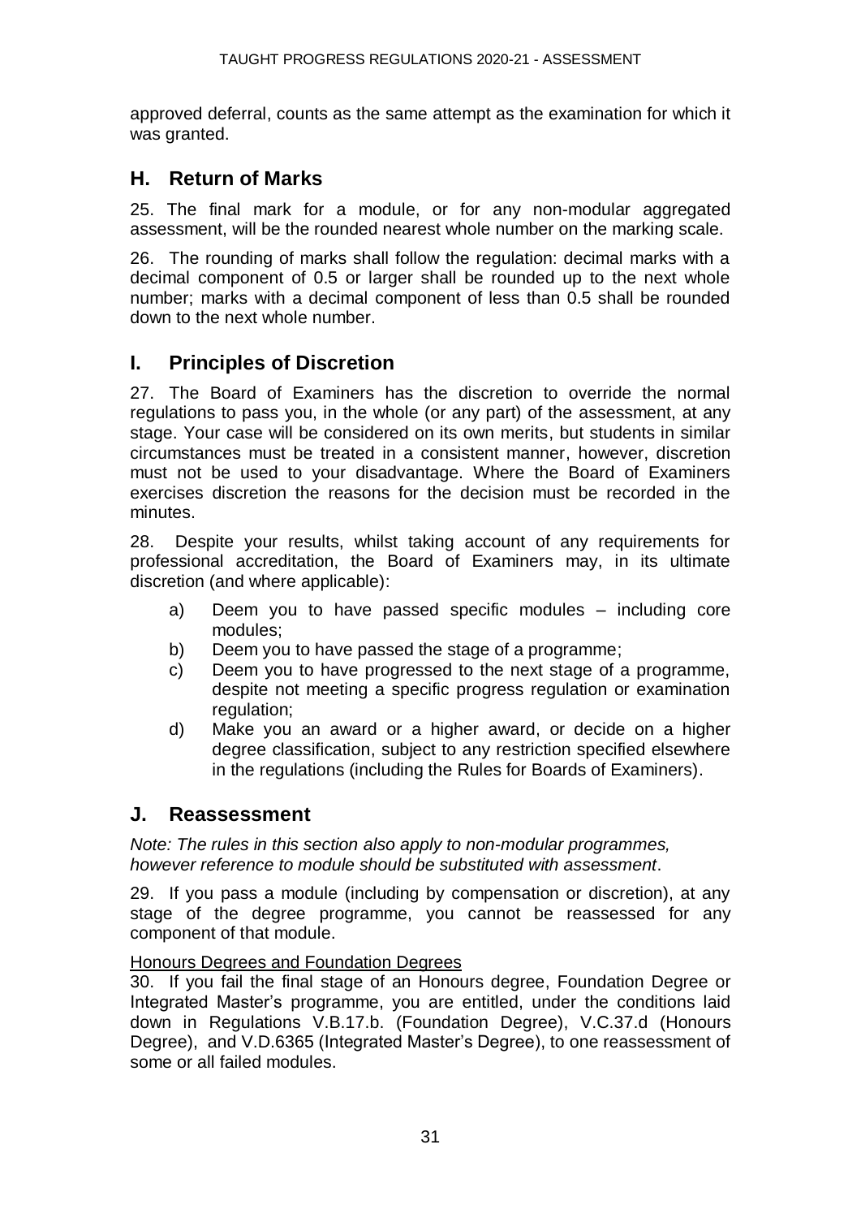approved deferral, counts as the same attempt as the examination for which it was granted.

## H. Return of Marks

25. The final mark for a module, or for any non-modular aggregated assessment, will be the rounded nearest whole number on the marking scale.

26. The rounding of marks shall follow the regulation: decimal marks with a decimal component of 0.5 or larger shall be rounded up to the next whole number; marks with a decimal component of less than 0.5 shall be rounded down to the next whole number.

## I. Principles of Discretion

27. The Board of Examiners has the discretion to override the normal regulations to pass you, in the whole (or any part) of the assessment, at any stage. Your case will be considered on its own merits, but students in similar circumstances must be treated in a consistent manner, however, discretion must not be used to your disadvantage. Where the Board of Examiners exercises discretion the reasons for the decision must be recorded in the minutes.

28. Despite your results, whilst taking account of any requirements for professional accreditation, the Board of Examiners may, in its ultimate discretion (and where applicable):

a) Deem you to have passed specific modules – including core modules;
b) Deem you to have passed the stage of a programme;
c) Deem you to have progressed to the next stage of a programme, despite not meeting a specific progress regulation or examination regulation;
d) Make you an award or a higher award, or decide on a higher degree classification, subject to any restriction specified elsewhere in the regulations (including the Rules for Boards of Examiners).

## J. Reassessment

*Note: The rules in this section also apply to non-modular programmes, however reference to module should be substituted with assessment*.

29. If you pass a module (including by compensation or discretion), at any stage of the degree programme, you cannot be reassessed for any component of that module.

Honours Degrees and Foundation Degrees

30. If you fail the final stage of an Honours degree, Foundation Degree or Integrated Master's programme, you are entitled, under the conditions laid down in Regulations V.B.17.b. (Foundation Degree), V.C.37.d (Honours Degree), and V.D.6365 (Integrated Master's Degree), to one reassessment of some or all failed modules.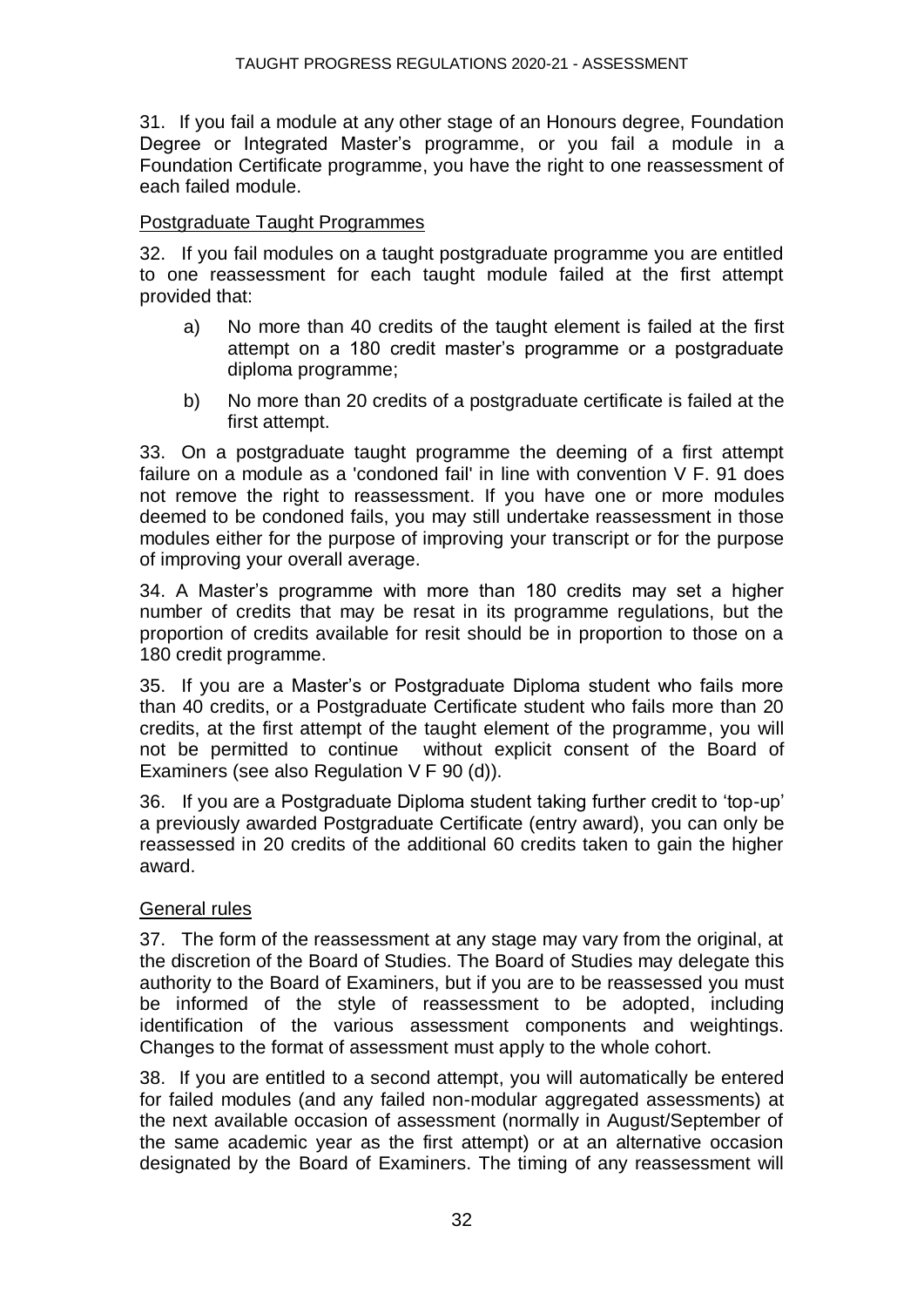31. If you fail a module at any other stage of an Honours degree, Foundation Degree or Integrated Master's programme, or you fail a module in a Foundation Certificate programme, you have the right to one reassessment of each failed module.

## Postgraduate Taught Programmes

32. If you fail modules on a taught postgraduate programme you are entitled to one reassessment for each taught module failed at the first attempt provided that:

a) No more than 40 credits of the taught element is failed at the first attempt on a 180 credit master's programme or a postgraduate diploma programme;

b) No more than 20 credits of a postgraduate certificate is failed at the first attempt.

33. On a postgraduate taught programme the deeming of a first attempt failure on a module as a 'condoned fail' in line with convention V F. 91 does not remove the right to reassessment. If you have one or more modules deemed to be condoned fails, you may still undertake reassessment in those modules either for the purpose of improving your transcript or for the purpose of improving your overall average.

34. A Master's programme with more than 180 credits may set a higher number of credits that may be resat in its programme regulations, but the proportion of credits available for resit should be in proportion to those on a 180 credit programme.

35. If you are a Master's or Postgraduate Diploma student who fails more than 40 credits, or a Postgraduate Certificate student who fails more than 20 credits, at the first attempt of the taught element of the programme, you will not be permitted to continue without explicit consent of the Board of Examiners (see also Regulation V F 90 (d)).

36. If you are a Postgraduate Diploma student taking further credit to 'top-up' a previously awarded Postgraduate Certificate (entry award), you can only be reassessed in 20 credits of the additional 60 credits taken to gain the higher award.

## General rules

37. The form of the reassessment at any stage may vary from the original, at the discretion of the Board of Studies. The Board of Studies may delegate this authority to the Board of Examiners, but if you are to be reassessed you must be informed of the style of reassessment to be adopted, including identification of the various assessment components and weightings. Changes to the format of assessment must apply to the whole cohort.

38. If you are entitled to a second attempt, you will automatically be entered for failed modules (and any failed non-modular aggregated assessments) at the next available occasion of assessment (normally in August/September of the same academic year as the first attempt) or at an alternative occasion designated by the Board of Examiners. The timing of any reassessment will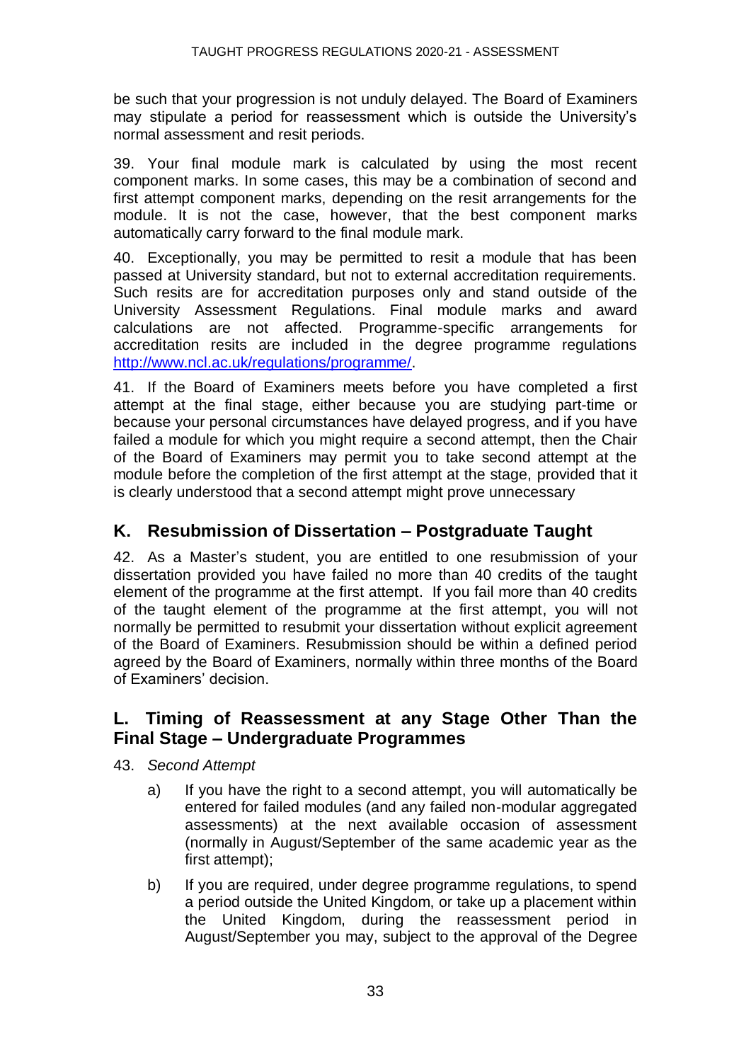be such that your progression is not unduly delayed. The Board of Examiners may stipulate a period for reassessment which is outside the University's normal assessment and resit periods.

39. Your final module mark is calculated by using the most recent component marks. In some cases, this may be a combination of second and first attempt component marks, depending on the resit arrangements for the module. It is not the case, however, that the best component marks automatically carry forward to the final module mark.

40. Exceptionally, you may be permitted to resit a module that has been passed at University standard, but not to external accreditation requirements. Such resits are for accreditation purposes only and stand outside of the University Assessment Regulations. Final module marks and award calculations are not affected. Programme-specific arrangements for accreditation resits are included in the degree programme regulations [http://www.ncl.ac.uk/regulations/programme/](http://www.ncl.ac.uk/regulations/programme/).

41. If the Board of Examiners meets before you have completed a first attempt at the final stage, either because you are studying part-time or because your personal circumstances have delayed progress, and if you have failed a module for which you might require a second attempt, then the Chair of the Board of Examiners may permit you to take second attempt at the module before the completion of the first attempt at the stage, provided that it is clearly understood that a second attempt might prove unnecessary

## K. Resubmission of Dissertation – Postgraduate Taught

42. As a Master's student, you are entitled to one resubmission of your dissertation provided you have failed no more than 40 credits of the taught element of the programme at the first attempt. If you fail more than 40 credits of the taught element of the programme at the first attempt, you will not normally be permitted to resubmit your dissertation without explicit agreement of the Board of Examiners. Resubmission should be within a defined period agreed by the Board of Examiners, normally within three months of the Board of Examiners' decision.

## L. Timing of Reassessment at any Stage Other Than the Final Stage – Undergraduate Programmes

43. *Second Attempt*

a) If you have the right to a second attempt, you will automatically be entered for failed modules (and any failed non-modular aggregated assessments) at the next available occasion of assessment (normally in August/September of the same academic year as the first attempt);

b) If you are required, under degree programme regulations, to spend a period outside the United Kingdom, or take up a placement within the United Kingdom, during the reassessment period in August/September you may, subject to the approval of the Degree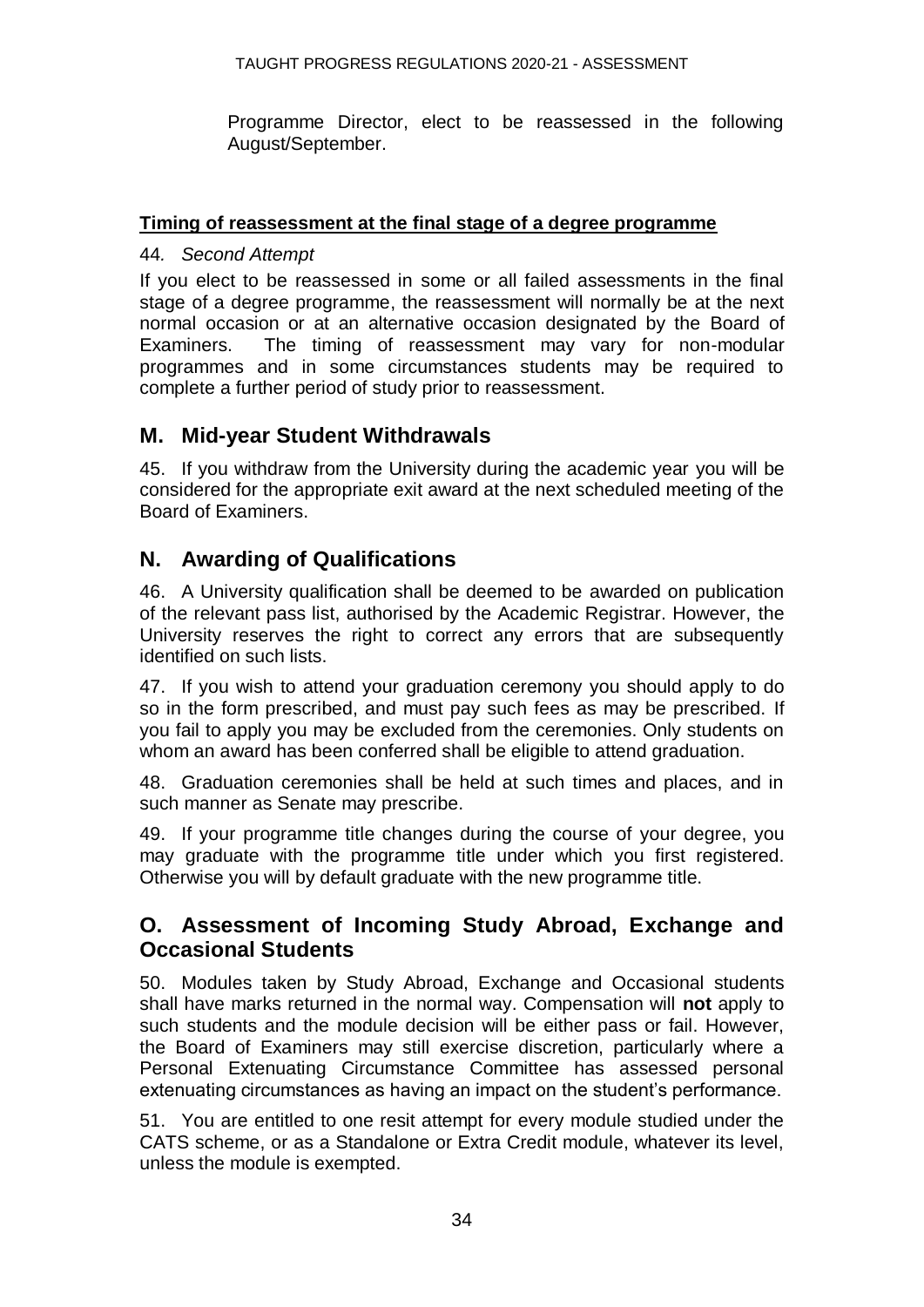Programme Director, elect to be reassessed in the following August/September.

**Timing of reassessment at the final stage of a degree programme**

44. *Second Attempt*

If you elect to be reassessed in some or all failed assessments in the final stage of a degree programme, the reassessment will normally be at the next normal occasion or at an alternative occasion designated by the Board of Examiners. The timing of reassessment may vary for non-modular programmes and in some circumstances students may be required to complete a further period of study prior to reassessment.

## M. Mid-year Student Withdrawals

45. If you withdraw from the University during the academic year you will be considered for the appropriate exit award at the next scheduled meeting of the Board of Examiners.

## N. Awarding of Qualifications

46. A University qualification shall be deemed to be awarded on publication of the relevant pass list, authorised by the Academic Registrar. However, the University reserves the right to correct any errors that are subsequently identified on such lists.

47. If you wish to attend your graduation ceremony you should apply to do so in the form prescribed, and must pay such fees as may be prescribed. If you fail to apply you may be excluded from the ceremonies. Only students on whom an award has been conferred shall be eligible to attend graduation.

48. Graduation ceremonies shall be held at such times and places, and in such manner as Senate may prescribe.

49. If your programme title changes during the course of your degree, you may graduate with the programme title under which you first registered. Otherwise you will by default graduate with the new programme title.

## O. Assessment of Incoming Study Abroad, Exchange and Occasional Students

50. Modules taken by Study Abroad, Exchange and Occasional students shall have marks returned in the normal way. Compensation will **not** apply to such students and the module decision will be either pass or fail. However, the Board of Examiners may still exercise discretion, particularly where a Personal Extenuating Circumstance Committee has assessed personal extenuating circumstances as having an impact on the student's performance.

51. You are entitled to one resit attempt for every module studied under the CATS scheme, or as a Standalone or Extra Credit module, whatever its level, unless the module is exempted.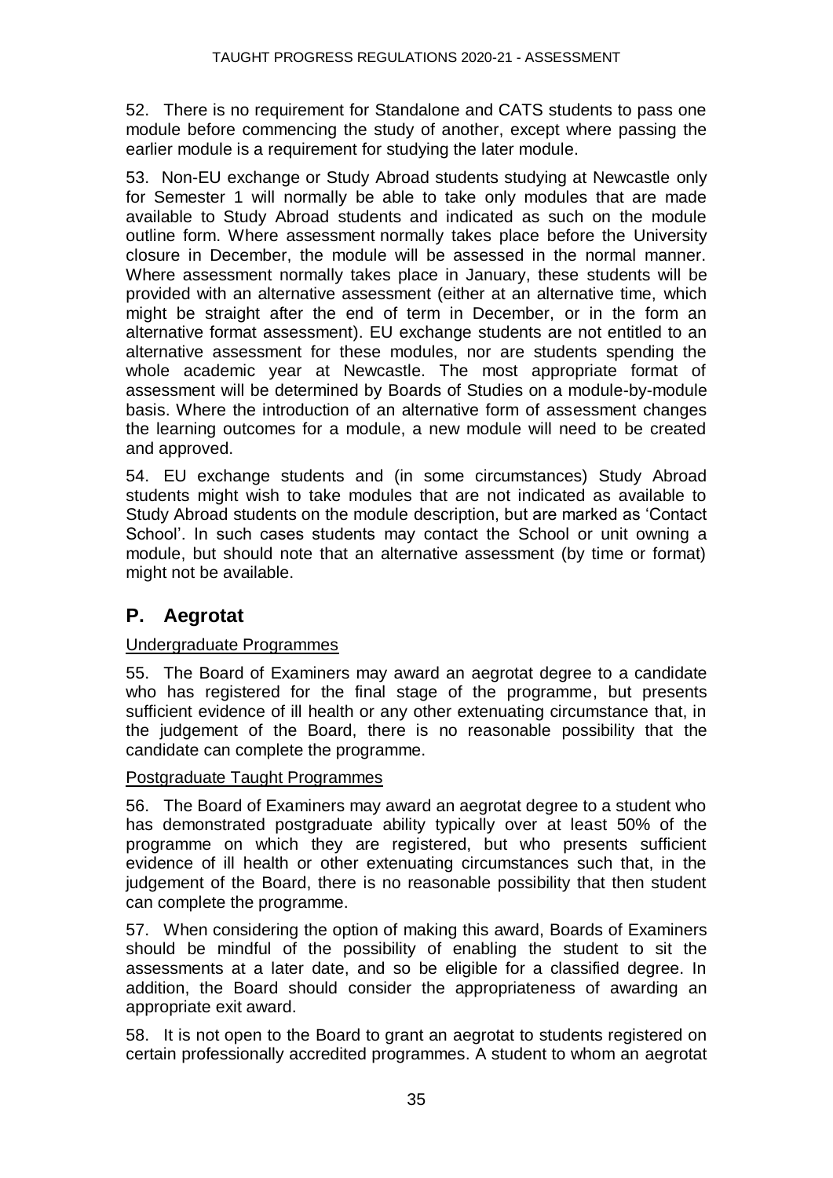52. There is no requirement for Standalone and CATS students to pass one module before commencing the study of another, except where passing the earlier module is a requirement for studying the later module.

53. Non-EU exchange or Study Abroad students studying at Newcastle only for Semester 1 will normally be able to take only modules that are made available to Study Abroad students and indicated as such on the module outline form. Where assessment normally takes place before the University closure in December, the module will be assessed in the normal manner. Where assessment normally takes place in January, these students will be provided with an alternative assessment (either at an alternative time, which might be straight after the end of term in December, or in the form an alternative format assessment). EU exchange students are not entitled to an alternative assessment for these modules, nor are students spending the whole academic year at Newcastle. The most appropriate format of assessment will be determined by Boards of Studies on a module-by-module basis. Where the introduction of an alternative form of assessment changes the learning outcomes for a module, a new module will need to be created and approved.

54. EU exchange students and (in some circumstances) Study Abroad students might wish to take modules that are not indicated as available to Study Abroad students on the module description, but are marked as 'Contact School'. In such cases students may contact the School or unit owning a module, but should note that an alternative assessment (by time or format) might not be available.

## P. Aegrotat

Undergraduate Programmes

55. The Board of Examiners may award an aegrotat degree to a candidate who has registered for the final stage of the programme, but presents sufficient evidence of ill health or any other extenuating circumstance that, in the judgement of the Board, there is no reasonable possibility that the candidate can complete the programme.

Postgraduate Taught Programmes

56. The Board of Examiners may award an aegrotat degree to a student who has demonstrated postgraduate ability typically over at least 50% of the programme on which they are registered, but who presents sufficient evidence of ill health or other extenuating circumstances such that, in the judgement of the Board, there is no reasonable possibility that then student can complete the programme.

57. When considering the option of making this award, Boards of Examiners should be mindful of the possibility of enabling the student to sit the assessments at a later date, and so be eligible for a classified degree. In addition, the Board should consider the appropriateness of awarding an appropriate exit award.

58. It is not open to the Board to grant an aegrotat to students registered on certain professionally accredited programmes. A student to whom an aegrotat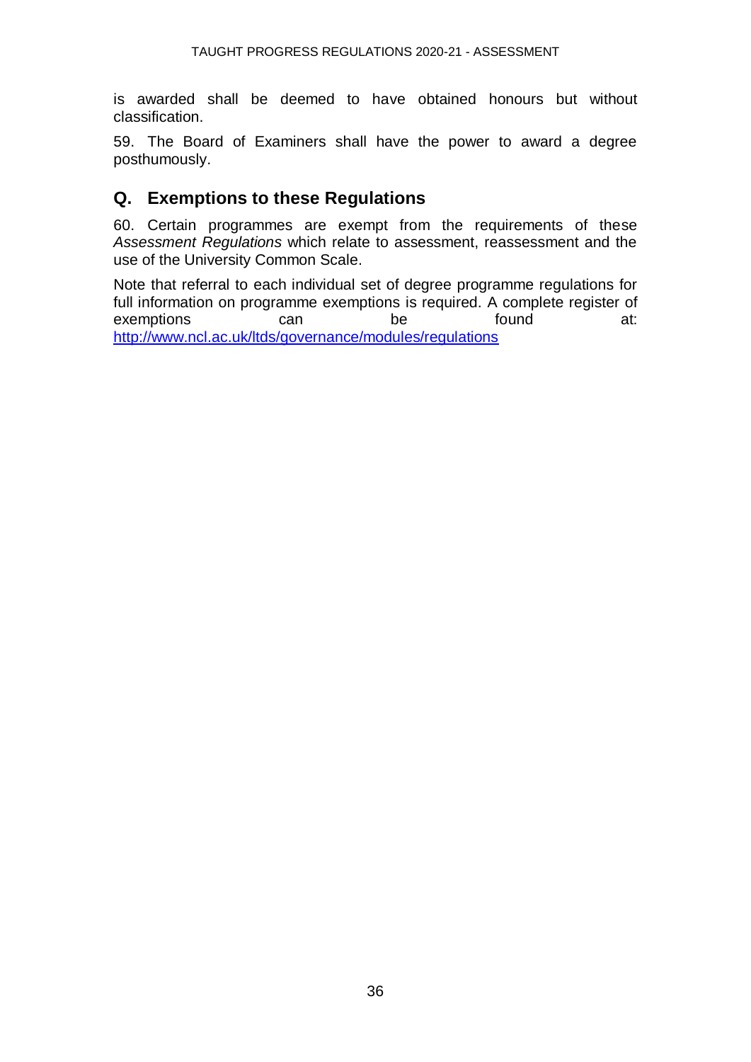is awarded shall be deemed to have obtained honours but without classification.

59. The Board of Examiners shall have the power to award a degree posthumously.

## Q. Exemptions to these Regulations

60. Certain programmes are exempt from the requirements of these *Assessment Regulations* which relate to assessment, reassessment and the use of the University Common Scale.

Note that referral to each individual set of degree programme regulations for full information on programme exemptions is required. A complete register of exemptions can be found at: http://www.ncl.ac.uk/ltds/governance/modules/regulations